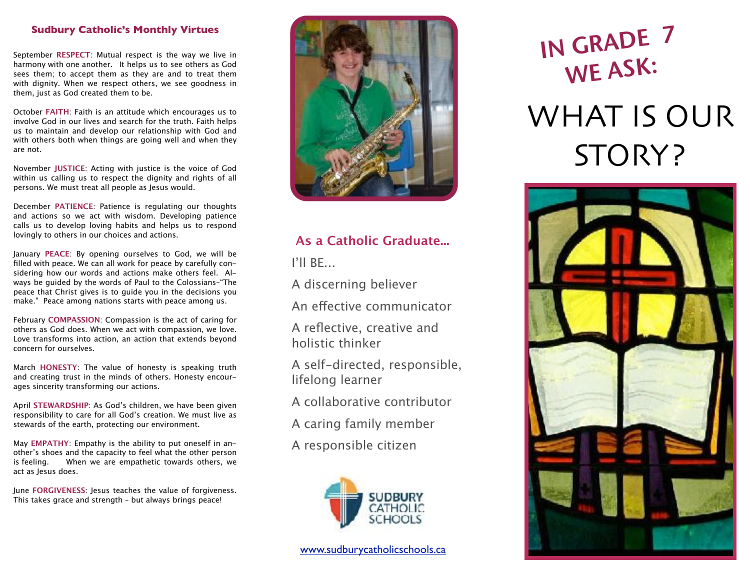## Sudbury Catholic's Monthly Virtues

September **RESPECT**: Mutual respect is the way we live in harmony with one another. It helps us to see others as God sees them; to accept them as they are and to treat them with dignity. When we respect others, we see goodness in them, just as God created them to be.

October **FAITH**: Faith is an attitude which encourages us to involve God in our lives and search for the truth. Faith helps us to maintain and develop our relationship with God and with others both when things are going well and when they are not.

November **JUSTICE**: Acting with justice is the voice of God within us calling us to respect the dignity and rights of all persons. We must treat all people as Jesus would.

December **PATIENCE**: Patience is regulating our thoughts and actions so we act with wisdom. Developing patience calls us to develop loving habits and helps us to respond lovingly to others in our choices and actions.

January **PEACE**: By opening ourselves to God, we will be filled with peace. We can all work for peace by carefully considering how our words and actions make others feel. Always be guided by the words of Paul to the Colossians-"The peace that Christ gives is to guide you in the decisions you make." Peace among nations starts with peace among us.

February **COMPASSION**: Compassion is the act of caring for others as God does. When we act with compassion, we love. Love transforms into action, an action that extends beyond concern for ourselves.

March **HONESTY**: The value of honesty is speaking truth and creating trust in the minds of others. Honesty encourages sincerity transforming our actions.

April **STEWARDSHIP**: As God's children, we have been given responsibility to care for all God's creation. We must live as stewards of the earth, protecting our environment.

May **EMPATHY**: Empathy is the ability to put oneself in another's shoes and the capacity to feel what the other person is feeling. When we are empathetic towards others, we act as Jesus does.

June **FORGIVENESS**: Jesus teaches the value of forgiveness. This takes grace and strength - but always brings peace!

## As a Catholic Graduate...

I'll BE...

- A discerning believer
- An effective communicator
- A reflective, creative and holistic thinker
- A self-directed, responsible, lifelong learner
- A collaborative contributor
- A caring family member
- A responsible citizen

SUDBURY CATHOLIC SCHOOLS

www.sudburycatholicschools.ca

# IN GRADE 7 WE ASK:

# WHAT IS OUR STORY?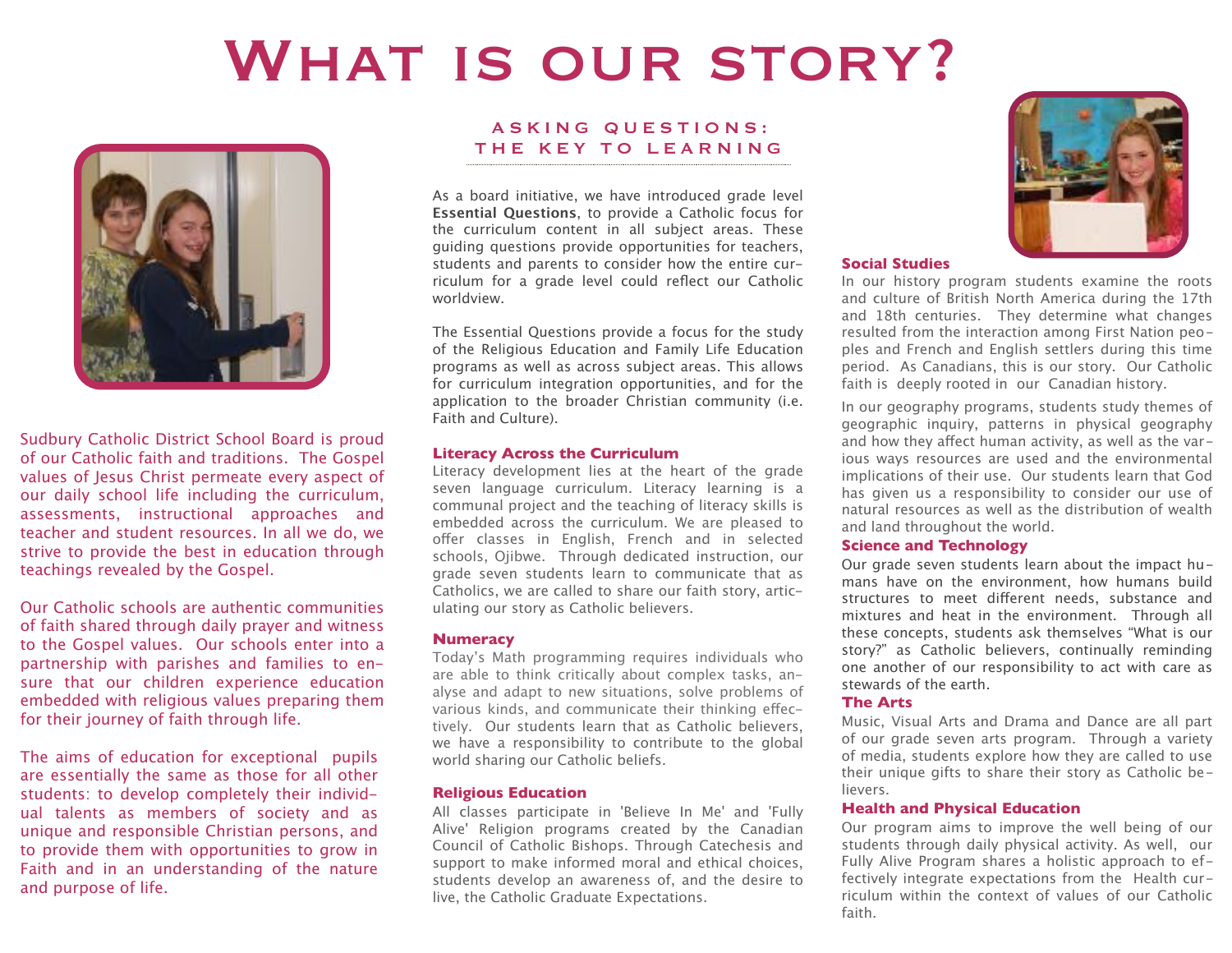# What is our story?

Sudbury Catholic District School Board is proud of our Catholic faith and traditions. The Gospel values of Jesus Christ permeate every aspect of our daily school life including the curriculum, assessments, instructional approaches and teacher and student resources. In all we do, we strive to provide the best in education through teachings revealed by the Gospel.

Our Catholic schools are authentic communities of faith shared through daily prayer and witness to the Gospel values. Our schools enter into a partnership with parishes and families to ensure that our children experience education embedded with religious values preparing them for their journey of faith through life.

The aims of education for exceptional pupils are essentially the same as those for all other students: to develop completely their individual talents as members of society and as unique and responsible Christian persons, and to provide them with opportunities to grow in Faith and in an understanding of the nature and purpose of life.

## Asking Questions: The Key to Learning

As a board initiative, we have introduced grade level **Essential Questions**, to provide a Catholic focus for the curriculum content in all subject areas. These guiding questions provide opportunities for teachers, students and parents to consider how the entire curriculum for a grade level could reflect our Catholic worldview.

The Essential Questions provide a focus for the study of the Religious Education and Family Life Education programs as well as across subject areas. This allows for curriculum integration opportunities, and for the application to the broader Christian community (i.e. Faith and Culture).

### Literacy Across the Curriculum

Literacy development lies at the heart of the grade seven language curriculum. Literacy learning is a communal project and the teaching of literacy skills is embedded across the curriculum. We are pleased to offer classes in English, French and in selected schools, Ojibwe. Through dedicated instruction, our grade seven students learn to communicate that as Catholics, we are called to share our faith story, articulating our story as Catholic believers.

### Numeracy

Today's Math programming requires individuals who are able to think critically about complex tasks, analyse and adapt to new situations, solve problems of various kinds, and communicate their thinking effectively. Our students learn that as Catholic believers, we have a responsibility to contribute to the global world sharing our Catholic beliefs.

### Religious Education

All classes participate in 'Believe In Me' and 'Fully Alive' Religion programs created by the Canadian Council of Catholic Bishops. Through Catechesis and support to make informed moral and ethical choices, students develop an awareness of, and the desire to live, the Catholic Graduate Expectations.

### Social Studies

In our history program students examine the roots and culture of British North America during the 17th and 18th centuries. They determine what changes resulted from the interaction among First Nation peoples and French and English settlers during this time period. As Canadians, this is our story. Our Catholic faith is deeply rooted in our Canadian history.

In our geography programs, students study themes of geographic inquiry, patterns in physical geography and how they affect human activity, as well as the various ways resources are used and the environmental implications of their use. Our students learn that God has given us a responsibility to consider our use of natural resources as well as the distribution of wealth and land throughout the world.

### Science and Technology

Our grade seven students learn about the impact humans have on the environment, how humans build structures to meet different needs, substance and mixtures and heat in the environment. Through all these concepts, students ask themselves "What is our story?" as Catholic believers, continually reminding one another of our responsibility to act with care as stewards of the earth.

### The Arts

Music, Visual Arts and Drama and Dance are all part of our grade seven arts program. Through a variety of media, students explore how they are called to use their unique gifts to share their story as Catholic believers.

### Health and Physical Education

Our program aims to improve the well being of our students through daily physical activity. As well, our Fully Alive Program shares a holistic approach to effectively integrate expectations from the Health curriculum within the context of values of our Catholic faith.